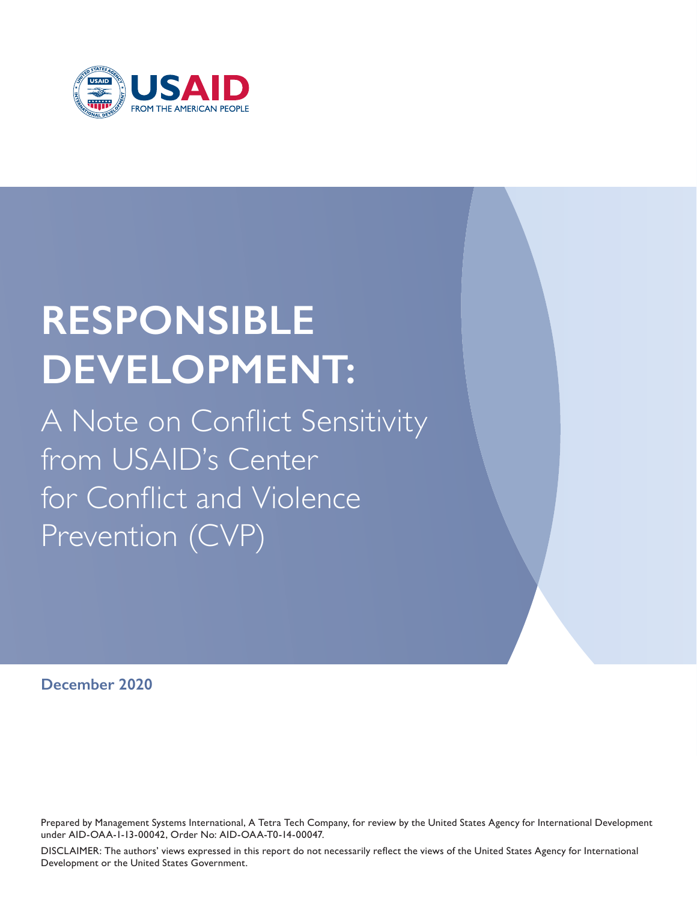USAID
FROM THE AMERICAN PEOPLE

# RESPONSIBLE DEVELOPMENT:

## A Note on Conflict Sensitivity from USAID's Center for Conflict and Violence Prevention (CVP)

**December 2020**

Prepared by Management Systems International, A Tetra Tech Company, for review by the United States Agency for International Development under AID-OAA-I-13-00042, Order No: AID-OAA-T0-14-00047.

DISCLAIMER: The authors' views expressed in this report do not necessarily reflect the views of the United States Agency for International Development or the United States Government.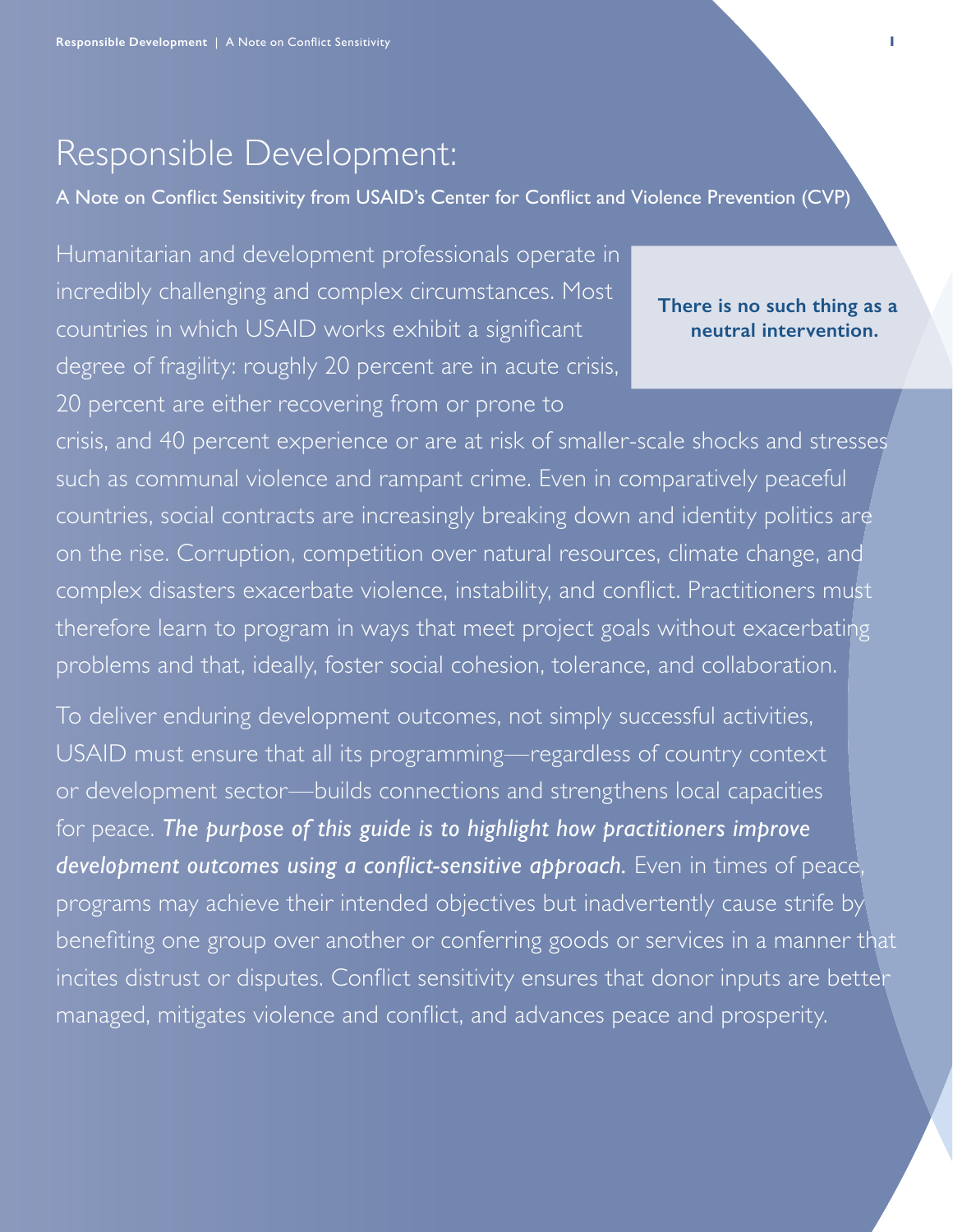# Responsible Development:

**A Note on Conflict Sensitivity from USAID's Center for Conflict and Violence Prevention (CVP)**

**There is no such thing as a neutral intervention.**

Humanitarian and development professionals operate in incredibly challenging and complex circumstances. Most countries in which USAID works exhibit a significant degree of fragility: roughly 20 percent are in acute crisis, 20 percent are either recovering from or prone to crisis, and 40 percent experience or are at risk of smaller-scale shocks and stresses such as communal violence and rampant crime. Even in comparatively peaceful countries, social contracts are increasingly breaking down and identity politics are on the rise. Corruption, competition over natural resources, climate change, and complex disasters exacerbate violence, instability, and conflict. Practitioners must therefore learn to program in ways that meet project goals without exacerbating problems and that, ideally, foster social cohesion, tolerance, and collaboration.

To deliver enduring development outcomes, not simply successful activities, USAID must ensure that all its programming—regardless of country context or development sector—builds connections and strengthens local capacities for peace. ***The purpose of this guide is to highlight how practitioners improve development outcomes using a conflict-sensitive approach.*** Even in times of peace, programs may achieve their intended objectives but inadvertently cause strife by benefiting one group over another or conferring goods or services in a manner that incites distrust or disputes. Conflict sensitivity ensures that donor inputs are better managed, mitigates violence and conflict, and advances peace and prosperity.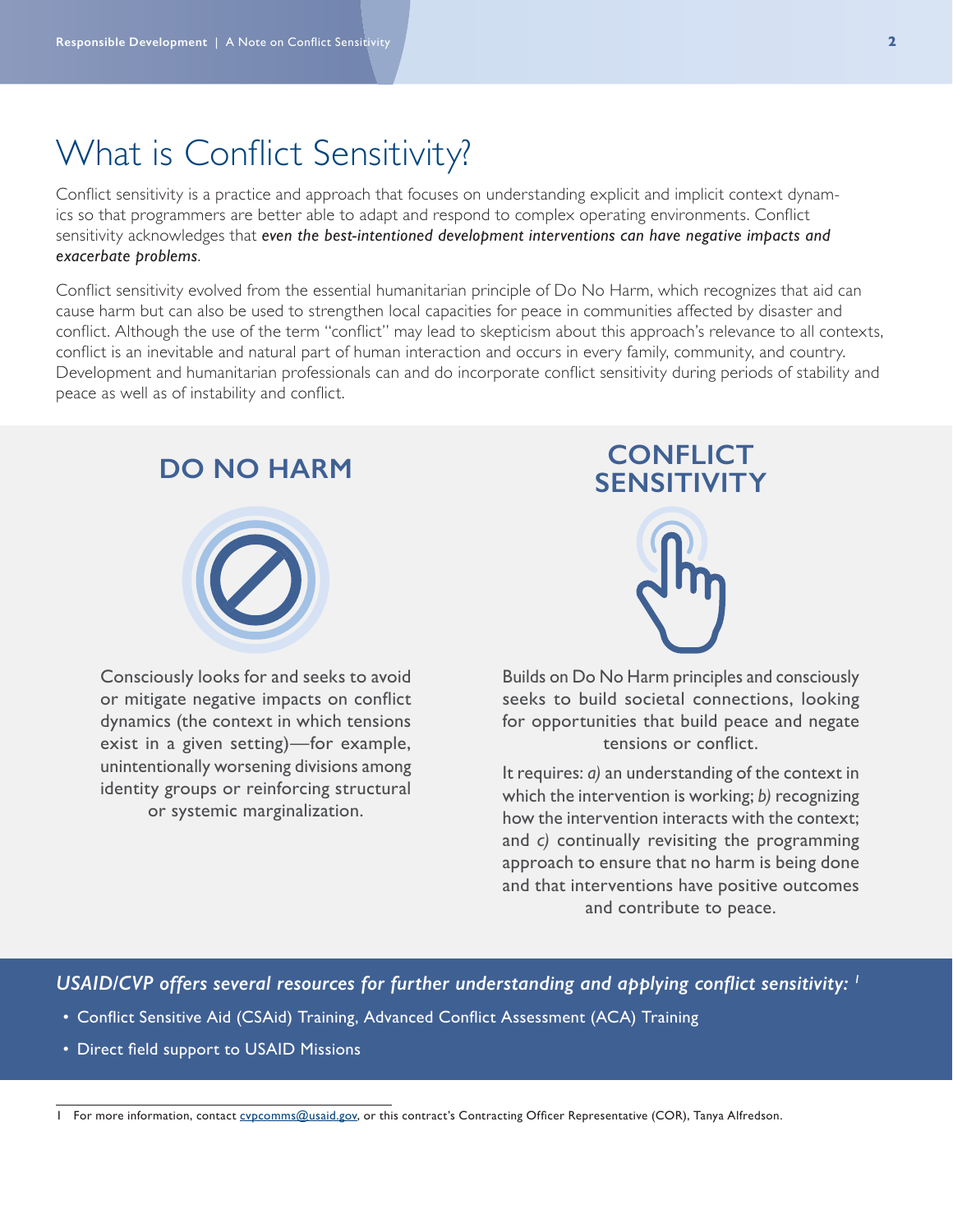# What is Conflict Sensitivity?

Conflict sensitivity is a practice and approach that focuses on understanding explicit and implicit context dynamics so that programmers are better able to adapt and respond to complex operating environments. Conflict sensitivity acknowledges that ***even the best-intentioned development interventions can have negative impacts and exacerbate problems***.

Conflict sensitivity evolved from the essential humanitarian principle of Do No Harm, which recognizes that aid can cause harm but can also be used to strengthen local capacities for peace in communities affected by disaster and conflict. Although the use of the term "conflict" may lead to skepticism about this approach's relevance to all contexts, conflict is an inevitable and natural part of human interaction and occurs in every family, community, and country. Development and humanitarian professionals can and do incorporate conflict sensitivity during periods of stability and peace as well as of instability and conflict.

## DO NO HARM

Consciously looks for and seeks to avoid or mitigate negative impacts on conflict dynamics (the context in which tensions exist in a given setting)—for example, unintentionally worsening divisions among identity groups or reinforcing structural or systemic marginalization.

## CONFLICT SENSITIVITY

Builds on Do No Harm principles and consciously seeks to build societal connections, looking for opportunities that build peace and negate tensions or conflict.

It requires: *a)* an understanding of the context in which the intervention is working; *b)* recognizing how the intervention interacts with the context; and *c)* continually revisiting the programming approach to ensure that no harm is being done and that interventions have positive outcomes and contribute to peace.

***USAID/CVP offers several resources for further understanding and applying conflict sensitivity:*** [1]

- Conflict Sensitive Aid (CSAid) Training, Advanced Conflict Assessment (ACA) Training
- Direct field support to USAID Missions

---

1 For more information, contact cvpcomms@usaid.gov, or this contract's Contracting Officer Representative (COR), Tanya Alfredson.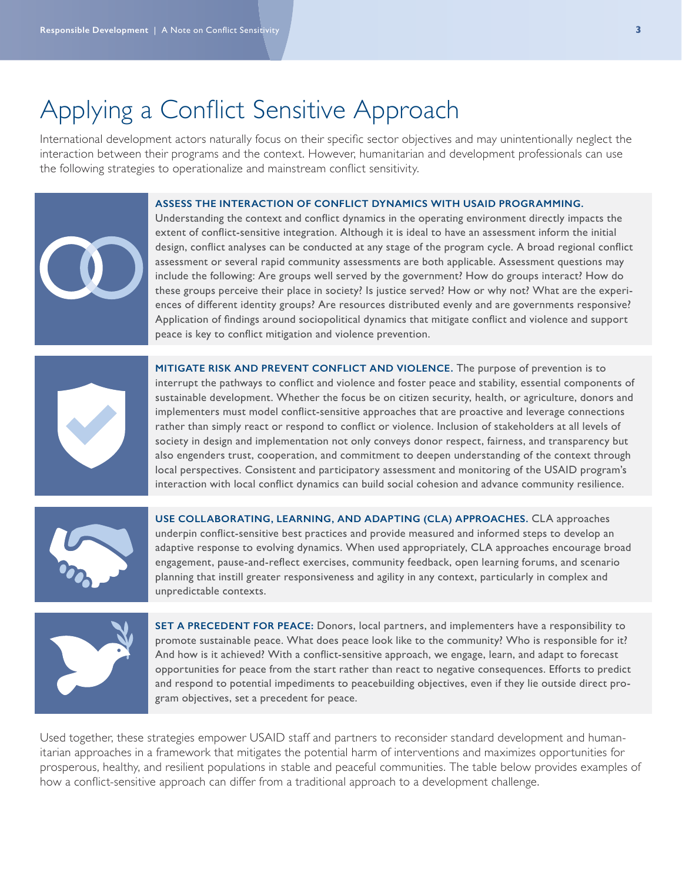# Applying a Conflict Sensitive Approach

International development actors naturally focus on their specific sector objectives and may unintentionally neglect the interaction between their programs and the context. However, humanitarian and development professionals can use the following strategies to operationalize and mainstream conflict sensitivity.

**ASSESS THE INTERACTION OF CONFLICT DYNAMICS WITH USAID PROGRAMMING.** Understanding the context and conflict dynamics in the operating environment directly impacts the extent of conflict-sensitive integration. Although it is ideal to have an assessment inform the initial design, conflict analyses can be conducted at any stage of the program cycle. A broad regional conflict assessment or several rapid community assessments are both applicable. Assessment questions may include the following: Are groups well served by the government? How do groups interact? How do these groups perceive their place in society? Is justice served? How or why not? What are the experiences of different identity groups? Are resources distributed evenly and are governments responsive? Application of findings around sociopolitical dynamics that mitigate conflict and violence and support peace is key to conflict mitigation and violence prevention.

**MITIGATE RISK AND PREVENT CONFLICT AND VIOLENCE.** The purpose of prevention is to interrupt the pathways to conflict and violence and foster peace and stability, essential components of sustainable development. Whether the focus be on citizen security, health, or agriculture, donors and implementers must model conflict-sensitive approaches that are proactive and leverage connections rather than simply react or respond to conflict or violence. Inclusion of stakeholders at all levels of society in design and implementation not only conveys donor respect, fairness, and transparency but also engenders trust, cooperation, and commitment to deepen understanding of the context through local perspectives. Consistent and participatory assessment and monitoring of the USAID program's interaction with local conflict dynamics can build social cohesion and advance community resilience.

**USE COLLABORATING, LEARNING, AND ADAPTING (CLA) APPROACHES.** CLA approaches underpin conflict-sensitive best practices and provide measured and informed steps to develop an adaptive response to evolving dynamics. When used appropriately, CLA approaches encourage broad engagement, pause-and-reflect exercises, community feedback, open learning forums, and scenario planning that instill greater responsiveness and agility in any context, particularly in complex and unpredictable contexts.

**SET A PRECEDENT FOR PEACE:** Donors, local partners, and implementers have a responsibility to promote sustainable peace. What does peace look like to the community? Who is responsible for it? And how is it achieved? With a conflict-sensitive approach, we engage, learn, and adapt to forecast opportunities for peace from the start rather than react to negative consequences. Efforts to predict and respond to potential impediments to peacebuilding objectives, even if they lie outside direct program objectives, set a precedent for peace.

Used together, these strategies empower USAID staff and partners to reconsider standard development and humanitarian approaches in a framework that mitigates the potential harm of interventions and maximizes opportunities for prosperous, healthy, and resilient populations in stable and peaceful communities. The table below provides examples of how a conflict-sensitive approach can differ from a traditional approach to a development challenge.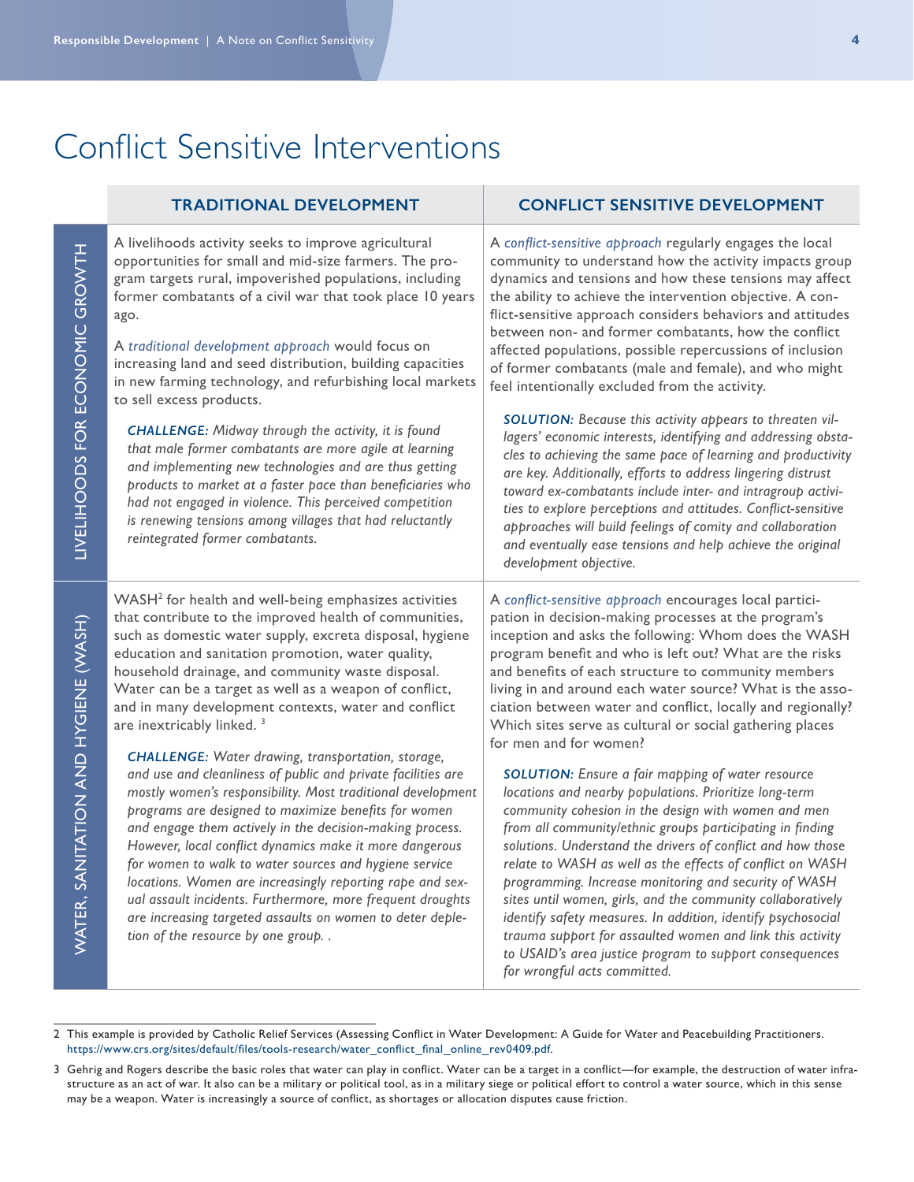# Conflict Sensitive Interventions

| | TRADITIONAL DEVELOPMENT | CONFLICT SENSITIVE DEVELOPMENT |
|---|---|---|
| LIVELIHOODS FOR ECONOMIC GROWTH | A livelihoods activity seeks to improve agricultural opportunities for small and mid-size farmers. The program targets rural, impoverished populations, including former combatants of a civil war that took place 10 years ago.<br><br>A *traditional development approach* would focus on increasing land and seed distribution, building capacities in new farming technology, and refurbishing local markets to sell excess products.<br><br>***CHALLENGE:*** *Midway through the activity, it is found that male former combatants are more agile at learning and implementing new technologies and are thus getting products to market at a faster pace than beneficiaries who had not engaged in violence. This perceived competition is renewing tensions among villages that had reluctantly reintegrated former combatants.* | A *conflict-sensitive approach* regularly engages the local community to understand how the activity impacts group dynamics and tensions and how these tensions may affect the ability to achieve the intervention objective. A conflict-sensitive approach considers behaviors and attitudes between non- and former combatants, how the conflict affected populations, possible repercussions of inclusion of former combatants (male and female), and who might feel intentionally excluded from the activity.<br><br>***SOLUTION:*** *Because this activity appears to threaten villagers' economic interests, identifying and addressing obstacles to achieving the same pace of learning and productivity are key. Additionally, efforts to address lingering distrust toward ex-combatants include inter- and intragroup activities to explore perceptions and attitudes. Conflict-sensitive approaches will build feelings of comity and collaboration and eventually ease tensions and help achieve the original development objective.* |
| WATER, SANITATION AND HYGIENE (WASH) | WASH[2] for health and well-being emphasizes activities that contribute to the improved health of communities, such as domestic water supply, excreta disposal, hygiene education and sanitation promotion, water quality, household drainage, and community waste disposal. Water can be a target as well as a weapon of conflict, and in many development contexts, water and conflict are inextricably linked. [3]<br><br>***CHALLENGE:*** *Water drawing, transportation, storage, and use and cleanliness of public and private facilities are mostly women's responsibility. Most traditional development programs are designed to maximize benefits for women and engage them actively in the decision-making process. However, local conflict dynamics make it more dangerous for women to walk to water sources and hygiene service locations. Women are increasingly reporting rape and sexual assault incidents. Furthermore, more frequent droughts are increasing targeted assaults on women to deter depletion of the resource by one group. .* | A *conflict-sensitive approach* encourages local participation in decision-making processes at the program's inception and asks the following: Whom does the WASH program benefit and who is left out? What are the risks and benefits of each structure to community members living in and around each water source? What is the association between water and conflict, locally and regionally? Which sites serve as cultural or social gathering places for men and for women?<br><br>***SOLUTION:*** *Ensure a fair mapping of water resource locations and nearby populations. Prioritize long-term community cohesion in the design with women and men from all community/ethnic groups participating in finding solutions. Understand the drivers of conflict and how those relate to WASH as well as the effects of conflict on WASH programming. Increase monitoring and security of WASH sites until women, girls, and the community collaboratively identify safety measures. In addition, identify psychosocial trauma support for assaulted women and link this activity to USAID's area justice program to support consequences for wrongful acts committed.* |

2 This example is provided by Catholic Relief Services (Assessing Conflict in Water Development: A Guide for Water and Peacebuilding Practitioners. https://www.crs.org/sites/default/files/tools-research/water_conflict_final_online_rev0409.pdf.

3 Gehrig and Rogers describe the basic roles that water can play in conflict. Water can be a target in a conflict—for example, the destruction of water infrastructure as an act of war. It also can be a military or political tool, as in a military siege or political effort to control a water source, which in this sense may be a weapon. Water is increasingly a source of conflict, as shortages or allocation disputes cause friction.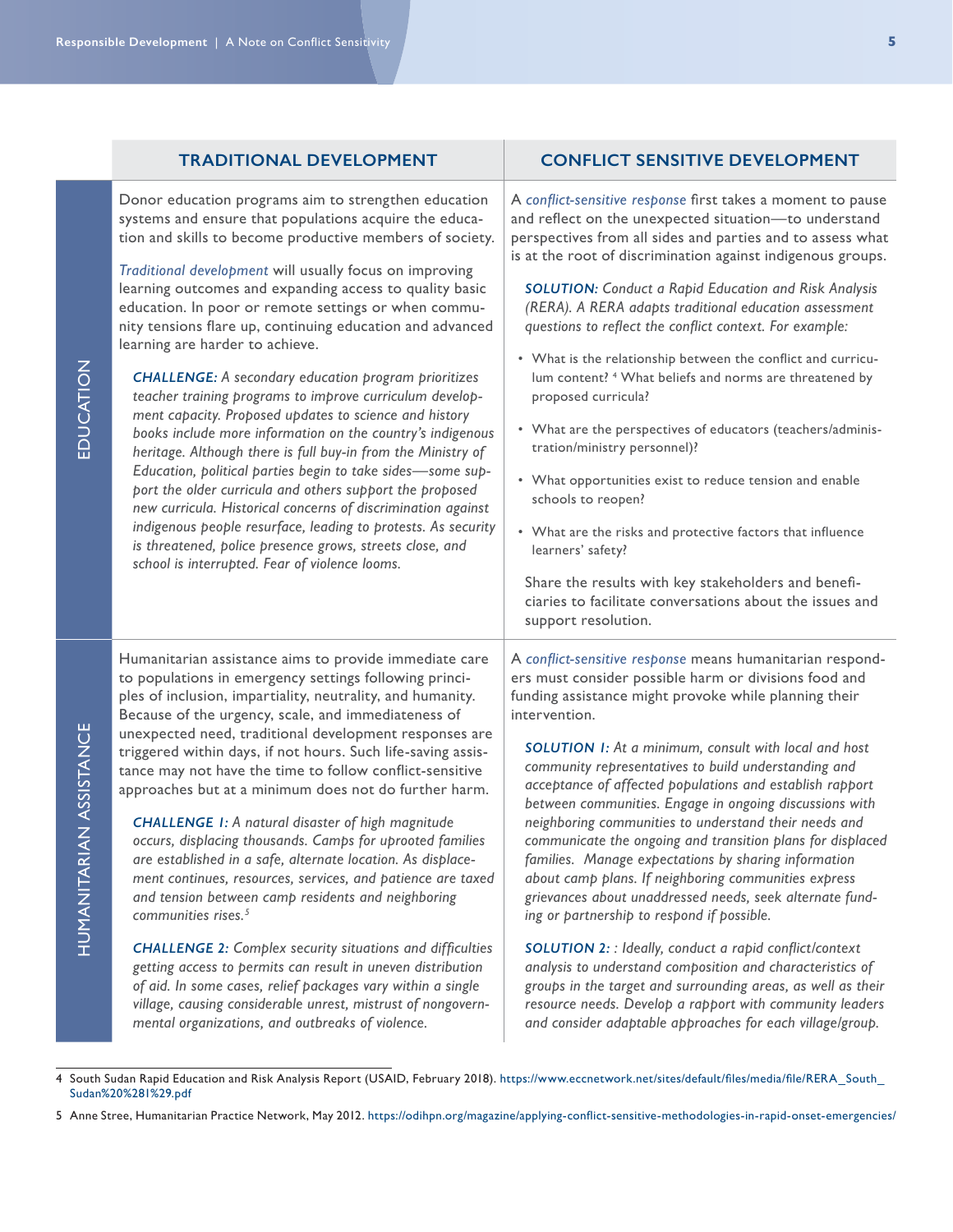| | TRADITIONAL DEVELOPMENT | CONFLICT SENSITIVE DEVELOPMENT |
|---|---|---|
| EDUCATION | Donor education programs aim to strengthen education systems and ensure that populations acquire the education and skills to become productive members of society.<br><br>*Traditional development* will usually focus on improving learning outcomes and expanding access to quality basic education. In poor or remote settings or when community tensions flare up, continuing education and advanced learning are harder to achieve.<br><br>***CHALLENGE:*** *A secondary education program prioritizes teacher training programs to improve curriculum development capacity. Proposed updates to science and history books include more information on the country's indigenous heritage. Although there is full buy-in from the Ministry of Education, political parties begin to take sides—some support the older curricula and others support the proposed new curricula. Historical concerns of discrimination against indigenous people resurface, leading to protests. As security is threatened, police presence grows, streets close, and school is interrupted. Fear of violence looms.* | A *conflict-sensitive response* first takes a moment to pause and reflect on the unexpected situation—to understand perspectives from all sides and parties and to assess what is at the root of discrimination against indigenous groups.<br><br>***SOLUTION:*** *Conduct a Rapid Education and Risk Analysis (RERA). A RERA adapts traditional education assessment questions to reflect the conflict context. For example:*<br><br>• What is the relationship between the conflict and curriculum content? [4] What beliefs and norms are threatened by proposed curricula?<br>• What are the perspectives of educators (teachers/administration/ministry personnel)?<br>• What opportunities exist to reduce tension and enable schools to reopen?<br>• What are the risks and protective factors that influence learners' safety?<br><br>Share the results with key stakeholders and beneficiaries to facilitate conversations about the issues and support resolution. |
| HUMANITARIAN ASSISTANCE | Humanitarian assistance aims to provide immediate care to populations in emergency settings following principles of inclusion, impartiality, neutrality, and humanity. Because of the urgency, scale, and immediateness of unexpected need, traditional development responses are triggered within days, if not hours. Such life-saving assistance may not have the time to follow conflict-sensitive approaches but at a minimum does not do further harm.<br><br>***CHALLENGE 1:*** *A natural disaster of high magnitude occurs, displacing thousands. Camps for uprooted families are established in a safe, alternate location. As displacement continues, resources, services, and patience are taxed and tension between camp residents and neighboring communities rises.*[5]<br><br>***CHALLENGE 2:*** *Complex security situations and difficulties getting access to permits can result in uneven distribution of aid. In some cases, relief packages vary within a single village, causing considerable unrest, mistrust of nongovernmental organizations, and outbreaks of violence.* | A *conflict-sensitive response* means humanitarian responders must consider possible harm or divisions food and funding assistance might provoke while planning their intervention.<br><br>***SOLUTION 1:*** *At a minimum, consult with local and host community representatives to build understanding and acceptance of affected populations and establish rapport between communities. Engage in ongoing discussions with neighboring communities to understand their needs and communicate the ongoing and transition plans for displaced families. Manage expectations by sharing information about camp plans. If neighboring communities express grievances about unaddressed needs, seek alternate funding or partnership to respond if possible.*<br><br>***SOLUTION 2:*** *: Ideally, conduct a rapid conflict/context analysis to understand composition and characteristics of groups in the target and surrounding areas, as well as their resource needs. Develop a rapport with community leaders and consider adaptable approaches for each village/group.* |

4 South Sudan Rapid Education and Risk Analysis Report (USAID, February 2018). https://www.eccnetwork.net/sites/default/files/media/file/RERA_South_Sudan%20%281%29.pdf

5 Anne Stree, Humanitarian Practice Network, May 2012. https://odihpn.org/magazine/applying-conflict-sensitive-methodologies-in-rapid-onset-emergencies/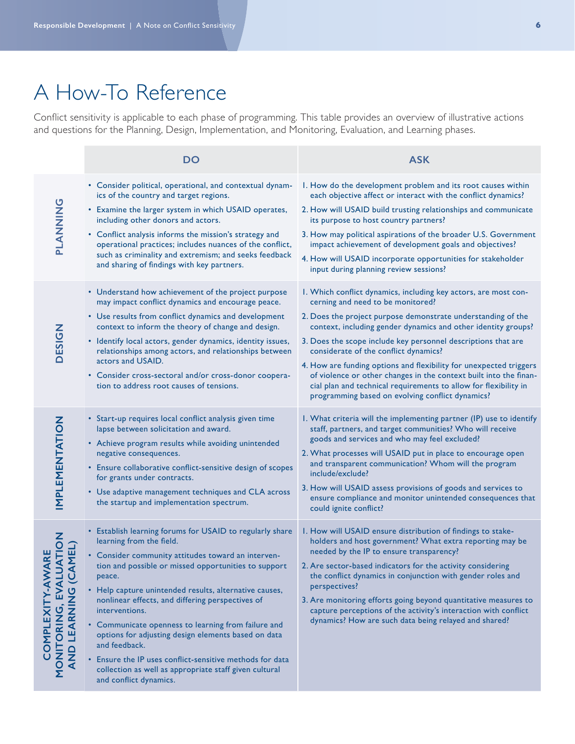# A How-To Reference

Conflict sensitivity is applicable to each phase of programming. This table provides an overview of illustrative actions and questions for the Planning, Design, Implementation, and Monitoring, Evaluation, and Learning phases.

| | DO | ASK |
|---|---|---|
| **PLANNING** | • Consider political, operational, and contextual dynamics of the country and target regions.<br>• Examine the larger system in which USAID operates, including other donors and actors.<br>• Conflict analysis informs the mission's strategy and operational practices; includes nuances of the conflict, such as criminality and extremism; and seeks feedback and sharing of findings with key partners. | 1. How do the development problem and its root causes within each objective affect or interact with the conflict dynamics?<br>2. How will USAID build trusting relationships and communicate its purpose to host country partners?<br>3. How may political aspirations of the broader U.S. Government impact achievement of development goals and objectives?<br>4. How will USAID incorporate opportunities for stakeholder input during planning review sessions? |
| **DESIGN** | • Understand how achievement of the project purpose may impact conflict dynamics and encourage peace.<br>• Use results from conflict dynamics and development context to inform the theory of change and design.<br>• Identify local actors, gender dynamics, identity issues, relationships among actors, and relationships between actors and USAID.<br>• Consider cross-sectoral and/or cross-donor cooperation to address root causes of tensions. | 1. Which conflict dynamics, including key actors, are most concerning and need to be monitored?<br>2. Does the project purpose demonstrate understanding of the context, including gender dynamics and other identity groups?<br>3. Does the scope include key personnel descriptions that are considerate of the conflict dynamics?<br>4. How are funding options and flexibility for unexpected triggers of violence or other changes in the context built into the financial plan and technical requirements to allow for flexibility in programming based on evolving conflict dynamics? |
| **IMPLEMENTATION** | • Start-up requires local conflict analysis given time lapse between solicitation and award.<br>• Achieve program results while avoiding unintended negative consequences.<br>• Ensure collaborative conflict-sensitive design of scopes for grants under contracts.<br>• Use adaptive management techniques and CLA across the startup and implementation spectrum. | 1. What criteria will the implementing partner (IP) use to identify staff, partners, and target communities? Who will receive goods and services and who may feel excluded?<br>2. What processes will USAID put in place to encourage open and transparent communication? Whom will the program include/exclude?<br>3. How will USAID assess provisions of goods and services to ensure compliance and monitor unintended consequences that could ignite conflict? |
| **COMPLEXITY-AWARE MONITORING, EVALUATION AND LEARNING (CAMEL)** | • Establish learning forums for USAID to regularly share learning from the field.<br>• Consider community attitudes toward an intervention and possible or missed opportunities to support peace.<br>• Help capture unintended results, alternative causes, nonlinear effects, and differing perspectives of interventions.<br>• Communicate openness to learning from failure and options for adjusting design elements based on data and feedback.<br>• Ensure the IP uses conflict-sensitive methods for data collection as well as appropriate staff given cultural and conflict dynamics. | 1. How will USAID ensure distribution of findings to stakeholders and host government? What extra reporting may be needed by the IP to ensure transparency?<br>2. Are sector-based indicators for the activity considering the conflict dynamics in conjunction with gender roles and perspectives?<br>3. Are monitoring efforts going beyond quantitative measures to capture perceptions of the activity's interaction with conflict dynamics? How are such data being relayed and shared? |